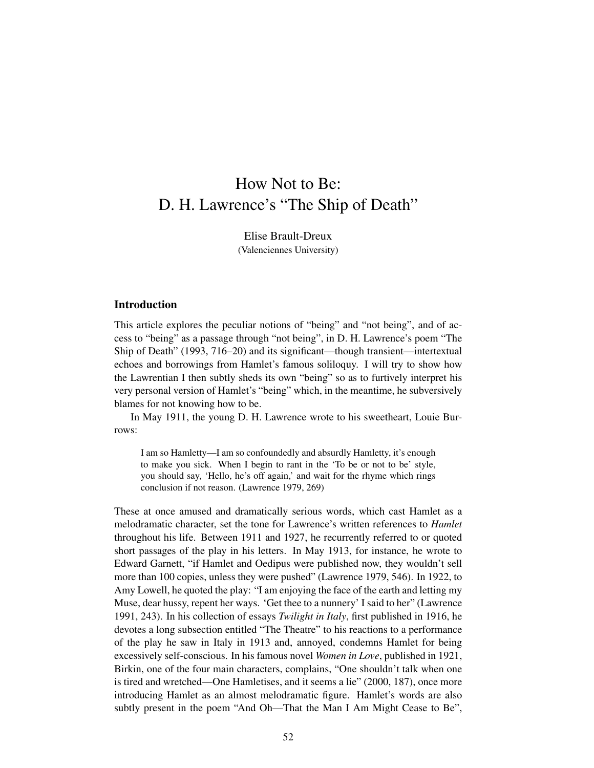# How Not to Be: D. H. Lawrence's "The Ship of Death"

Elise Brault-Dreux
(Valenciennes University)

## Introduction

This article explores the peculiar notions of "being" and "not being", and of access to "being" as a passage through "not being", in D. H. Lawrence's poem "The Ship of Death" (1993, 716–20) and its significant—though transient—intertextual echoes and borrowings from Hamlet's famous soliloquy. I will try to show how the Lawrentian I then subtly sheds its own "being" so as to furtively interpret his very personal version of Hamlet's "being" which, in the meantime, he subversively blames for not knowing how to be.

In May 1911, the young D. H. Lawrence wrote to his sweetheart, Louie Burrows:

> I am so Hamletty—I am so confoundedly and absurdly Hamletty, it's enough to make you sick. When I begin to rant in the 'To be or not to be' style, you should say, 'Hello, he's off again,' and wait for the rhyme which rings conclusion if not reason. (Lawrence 1979, 269)

These at once amused and dramatically serious words, which cast Hamlet as a melodramatic character, set the tone for Lawrence's written references to *Hamlet* throughout his life. Between 1911 and 1927, he recurrently referred to or quoted short passages of the play in his letters. In May 1913, for instance, he wrote to Edward Garnett, "if Hamlet and Oedipus were published now, they wouldn't sell more than 100 copies, unless they were pushed" (Lawrence 1979, 546). In 1922, to Amy Lowell, he quoted the play: "I am enjoying the face of the earth and letting my Muse, dear hussy, repent her ways. 'Get thee to a nunnery' I said to her" (Lawrence 1991, 243). In his collection of essays *Twilight in Italy*, first published in 1916, he devotes a long subsection entitled "The Theatre" to his reactions to a performance of the play he saw in Italy in 1913 and, annoyed, condemns Hamlet for being excessively self-conscious. In his famous novel *Women in Love*, published in 1921, Birkin, one of the four main characters, complains, "One shouldn't talk when one is tired and wretched—One Hamletises, and it seems a lie" (2000, 187), once more introducing Hamlet as an almost melodramatic figure. Hamlet's words are also subtly present in the poem "And Oh—That the Man I Am Might Cease to Be",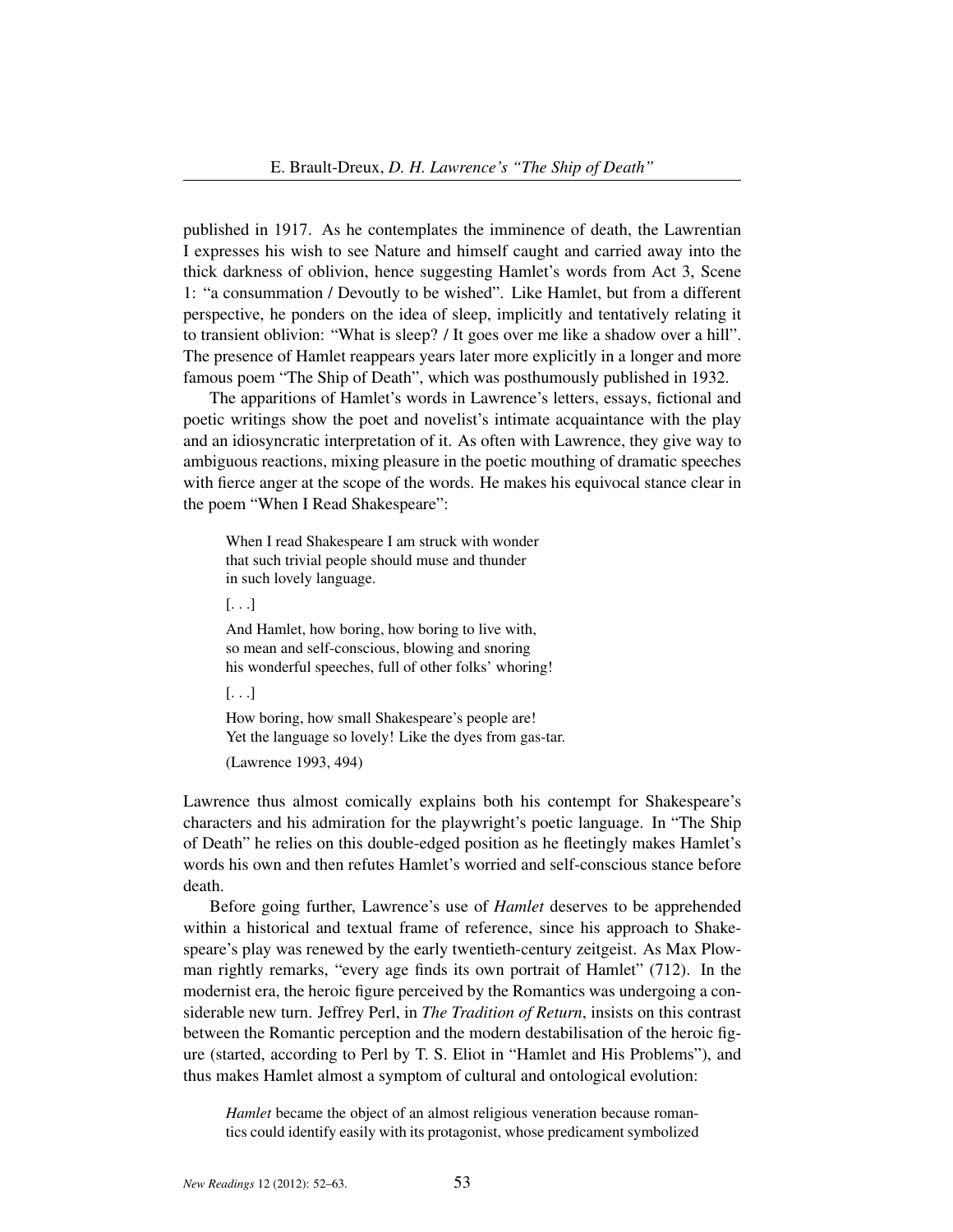published in 1917. As he contemplates the imminence of death, the Lawrentian I expresses his wish to see Nature and himself caught and carried away into the thick darkness of oblivion, hence suggesting Hamlet's words from Act 3, Scene 1: "a consummation / Devoutly to be wished". Like Hamlet, but from a different perspective, he ponders on the idea of sleep, implicitly and tentatively relating it to transient oblivion: "What is sleep? / It goes over me like a shadow over a hill". The presence of Hamlet reappears years later more explicitly in a longer and more famous poem "The Ship of Death", which was posthumously published in 1932.

The apparitions of Hamlet's words in Lawrence's letters, essays, fictional and poetic writings show the poet and novelist's intimate acquaintance with the play and an idiosyncratic interpretation of it. As often with Lawrence, they give way to ambiguous reactions, mixing pleasure in the poetic mouthing of dramatic speeches with fierce anger at the scope of the words. He makes his equivocal stance clear in the poem "When I Read Shakespeare":

> When I read Shakespeare I am struck with wonder
> that such trivial people should muse and thunder
> in such lovely language.
>
> [. . .]
>
> And Hamlet, how boring, how boring to live with,
> so mean and self-conscious, blowing and snoring
> his wonderful speeches, full of other folks' whoring!
>
> [. . .]
>
> How boring, how small Shakespeare's people are!
> Yet the language so lovely! Like the dyes from gas-tar.
>
> (Lawrence 1993, 494)

Lawrence thus almost comically explains both his contempt for Shakespeare's characters and his admiration for the playwright's poetic language. In "The Ship of Death" he relies on this double-edged position as he fleetingly makes Hamlet's words his own and then refutes Hamlet's worried and self-conscious stance before death.

Before going further, Lawrence's use of *Hamlet* deserves to be apprehended within a historical and textual frame of reference, since his approach to Shakespeare's play was renewed by the early twentieth-century zeitgeist. As Max Plowman rightly remarks, "every age finds its own portrait of Hamlet" (712). In the modernist era, the heroic figure perceived by the Romantics was undergoing a considerable new turn. Jeffrey Perl, in *The Tradition of Return*, insists on this contrast between the Romantic perception and the modern destabilisation of the heroic figure (started, according to Perl by T. S. Eliot in "Hamlet and His Problems"), and thus makes Hamlet almost a symptom of cultural and ontological evolution:

> *Hamlet* became the object of an almost religious veneration because romantics could identify easily with its protagonist, whose predicament symbolized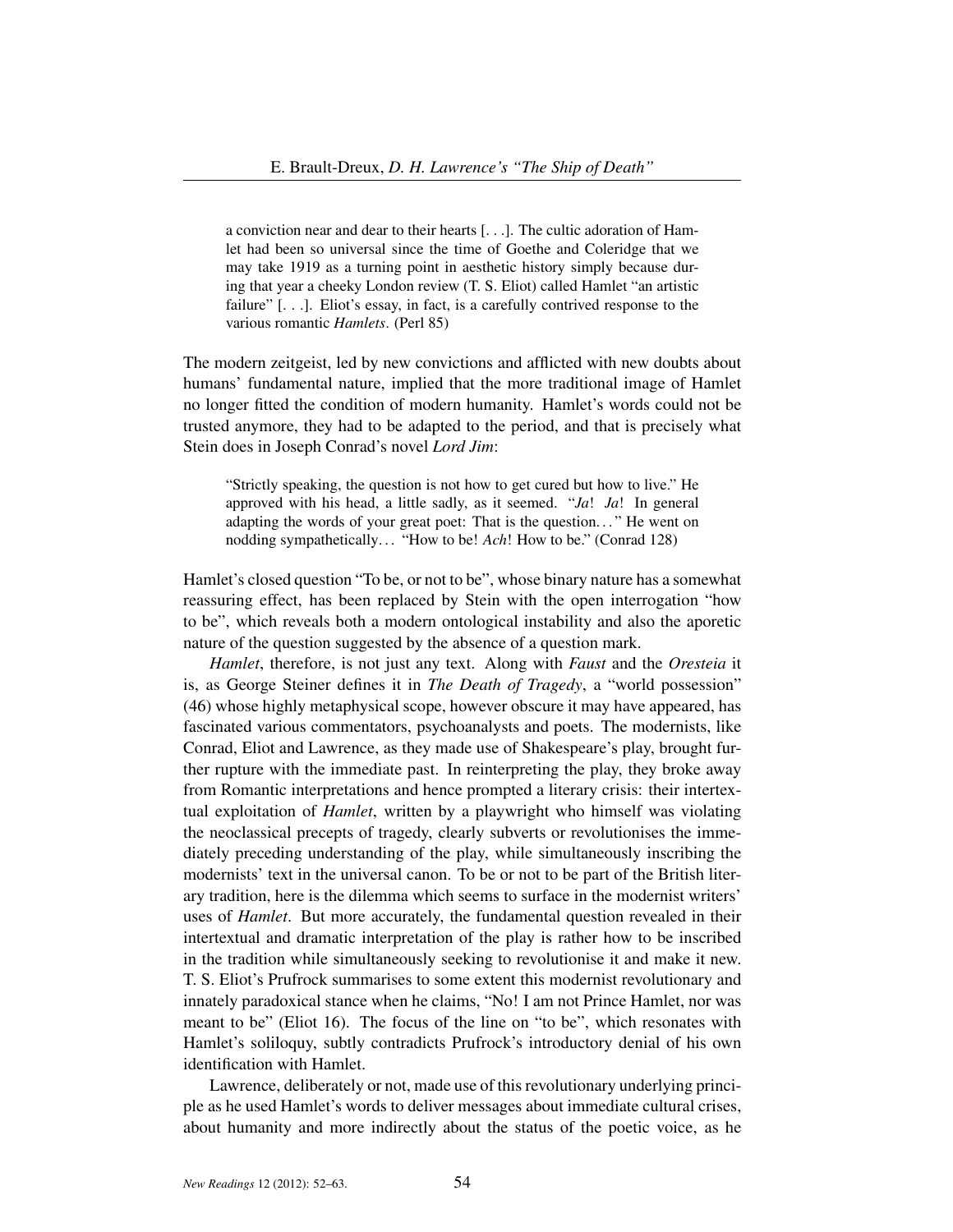> a conviction near and dear to their hearts [. . .]. The cultic adoration of Hamlet had been so universal since the time of Goethe and Coleridge that we may take 1919 as a turning point in aesthetic history simply because during that year a cheeky London review (T. S. Eliot) called Hamlet "an artistic failure" [. . .]. Eliot's essay, in fact, is a carefully contrived response to the various romantic *Hamlets*. (Perl 85)

The modern zeitgeist, led by new convictions and afflicted with new doubts about humans' fundamental nature, implied that the more traditional image of Hamlet no longer fitted the condition of modern humanity. Hamlet's words could not be trusted anymore, they had to be adapted to the period, and that is precisely what Stein does in Joseph Conrad's novel *Lord Jim*:

> "Strictly speaking, the question is not how to get cured but how to live." He approved with his head, a little sadly, as it seemed. "*Ja*! *Ja*! In general adapting the words of your great poet: That is the question. . . " He went on nodding sympathetically. . . "How to be! *Ach*! How to be." (Conrad 128)

Hamlet's closed question "To be, or not to be", whose binary nature has a somewhat reassuring effect, has been replaced by Stein with the open interrogation "how to be", which reveals both a modern ontological instability and also the aporetic nature of the question suggested by the absence of a question mark.

*Hamlet*, therefore, is not just any text. Along with *Faust* and the *Oresteia* it is, as George Steiner defines it in *The Death of Tragedy*, a "world possession" (46) whose highly metaphysical scope, however obscure it may have appeared, has fascinated various commentators, psychoanalysts and poets. The modernists, like Conrad, Eliot and Lawrence, as they made use of Shakespeare's play, brought further rupture with the immediate past. In reinterpreting the play, they broke away from Romantic interpretations and hence prompted a literary crisis: their intertextual exploitation of *Hamlet*, written by a playwright who himself was violating the neoclassical precepts of tragedy, clearly subverts or revolutionises the immediately preceding understanding of the play, while simultaneously inscribing the modernists' text in the universal canon. To be or not to be part of the British literary tradition, here is the dilemma which seems to surface in the modernist writers' uses of *Hamlet*. But more accurately, the fundamental question revealed in their intertextual and dramatic interpretation of the play is rather how to be inscribed in the tradition while simultaneously seeking to revolutionise it and make it new. T. S. Eliot's Prufrock summarises to some extent this modernist revolutionary and innately paradoxical stance when he claims, "No! I am not Prince Hamlet, nor was meant to be" (Eliot 16). The focus of the line on "to be", which resonates with Hamlet's soliloquy, subtly contradicts Prufrock's introductory denial of his own identification with Hamlet.

Lawrence, deliberately or not, made use of this revolutionary underlying principle as he used Hamlet's words to deliver messages about immediate cultural crises, about humanity and more indirectly about the status of the poetic voice, as he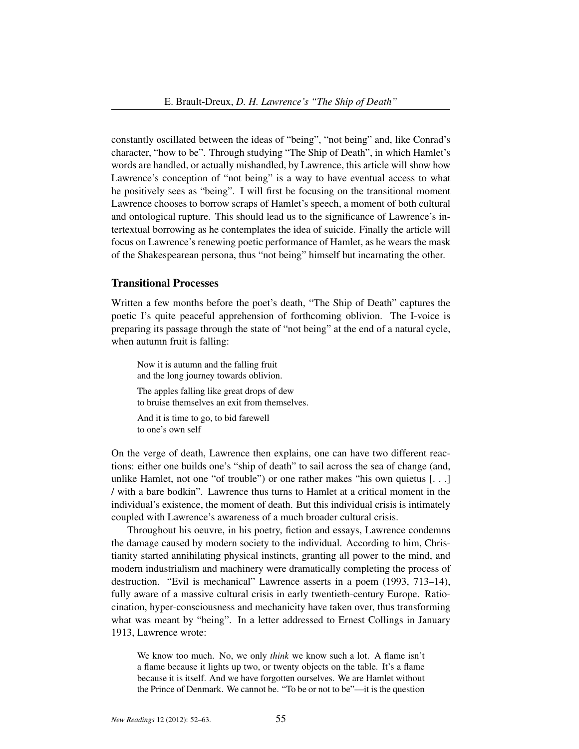constantly oscillated between the ideas of "being", "not being" and, like Conrad's character, "how to be". Through studying "The Ship of Death", in which Hamlet's words are handled, or actually mishandled, by Lawrence, this article will show how Lawrence's conception of "not being" is a way to have eventual access to what he positively sees as "being". I will first be focusing on the transitional moment Lawrence chooses to borrow scraps of Hamlet's speech, a moment of both cultural and ontological rupture. This should lead us to the significance of Lawrence's intertextual borrowing as he contemplates the idea of suicide. Finally the article will focus on Lawrence's renewing poetic performance of Hamlet, as he wears the mask of the Shakespearean persona, thus "not being" himself but incarnating the other.

## Transitional Processes

Written a few months before the poet's death, "The Ship of Death" captures the poetic I's quite peaceful apprehension of forthcoming oblivion. The I-voice is preparing its passage through the state of "not being" at the end of a natural cycle, when autumn fruit is falling:

> Now it is autumn and the falling fruit
> and the long journey towards oblivion.
>
> The apples falling like great drops of dew
> to bruise themselves an exit from themselves.
>
> And it is time to go, to bid farewell
> to one's own self

On the verge of death, Lawrence then explains, one can have two different reactions: either one builds one's "ship of death" to sail across the sea of change (and, unlike Hamlet, not one "of trouble") or one rather makes "his own quietus [. . .] / with a bare bodkin". Lawrence thus turns to Hamlet at a critical moment in the individual's existence, the moment of death. But this individual crisis is intimately coupled with Lawrence's awareness of a much broader cultural crisis.

Throughout his oeuvre, in his poetry, fiction and essays, Lawrence condemns the damage caused by modern society to the individual. According to him, Christianity started annihilating physical instincts, granting all power to the mind, and modern industrialism and machinery were dramatically completing the process of destruction. "Evil is mechanical" Lawrence asserts in a poem (1993, 713–14), fully aware of a massive cultural crisis in early twentieth-century Europe. Ratiocination, hyper-consciousness and mechanicity have taken over, thus transforming what was meant by "being". In a letter addressed to Ernest Collings in January 1913, Lawrence wrote:

> We know too much. No, we only *think* we know such a lot. A flame isn't a flame because it lights up two, or twenty objects on the table. It's a flame because it is itself. And we have forgotten ourselves. We are Hamlet without the Prince of Denmark. We cannot be. "To be or not to be"—it is the question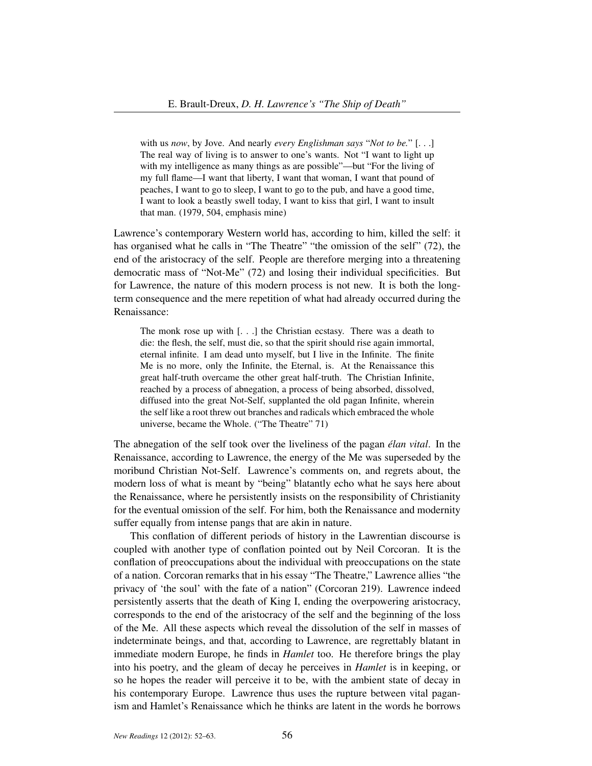> with us *now*, by Jove. And nearly *every Englishman says* "*Not to be.*" [. . .] The real way of living is to answer to one's wants. Not "I want to light up with my intelligence as many things as are possible"—but "For the living of my full flame—I want that liberty, I want that woman, I want that pound of peaches, I want to go to sleep, I want to go to the pub, and have a good time, I want to look a beastly swell today, I want to kiss that girl, I want to insult that man. (1979, 504, emphasis mine)

Lawrence's contemporary Western world has, according to him, killed the self: it has organised what he calls in "The Theatre" "the omission of the self" (72), the end of the aristocracy of the self. People are therefore merging into a threatening democratic mass of "Not-Me" (72) and losing their individual specificities. But for Lawrence, the nature of this modern process is not new. It is both the long-term consequence and the mere repetition of what had already occurred during the Renaissance:

> The monk rose up with [. . .] the Christian ecstasy. There was a death to die: the flesh, the self, must die, so that the spirit should rise again immortal, eternal infinite. I am dead unto myself, but I live in the Infinite. The finite Me is no more, only the Infinite, the Eternal, is. At the Renaissance this great half-truth overcame the other great half-truth. The Christian Infinite, reached by a process of abnegation, a process of being absorbed, dissolved, diffused into the great Not-Self, supplanted the old pagan Infinite, wherein the self like a root threw out branches and radicals which embraced the whole universe, became the Whole. ("The Theatre" 71)

The abnegation of the self took over the liveliness of the pagan *élan vital*. In the Renaissance, according to Lawrence, the energy of the Me was superseded by the moribund Christian Not-Self. Lawrence's comments on, and regrets about, the modern loss of what is meant by "being" blatantly echo what he says here about the Renaissance, where he persistently insists on the responsibility of Christianity for the eventual omission of the self. For him, both the Renaissance and modernity suffer equally from intense pangs that are akin in nature.

This conflation of different periods of history in the Lawrentian discourse is coupled with another type of conflation pointed out by Neil Corcoran. It is the conflation of preoccupations about the individual with preoccupations on the state of a nation. Corcoran remarks that in his essay "The Theatre," Lawrence allies "the privacy of 'the soul' with the fate of a nation" (Corcoran 219). Lawrence indeed persistently asserts that the death of King I, ending the overpowering aristocracy, corresponds to the end of the aristocracy of the self and the beginning of the loss of the Me. All these aspects which reveal the dissolution of the self in masses of indeterminate beings, and that, according to Lawrence, are regrettably blatant in immediate modern Europe, he finds in *Hamlet* too. He therefore brings the play into his poetry, and the gleam of decay he perceives in *Hamlet* is in keeping, or so he hopes the reader will perceive it to be, with the ambient state of decay in his contemporary Europe. Lawrence thus uses the rupture between vital paganism and Hamlet's Renaissance which he thinks are latent in the words he borrows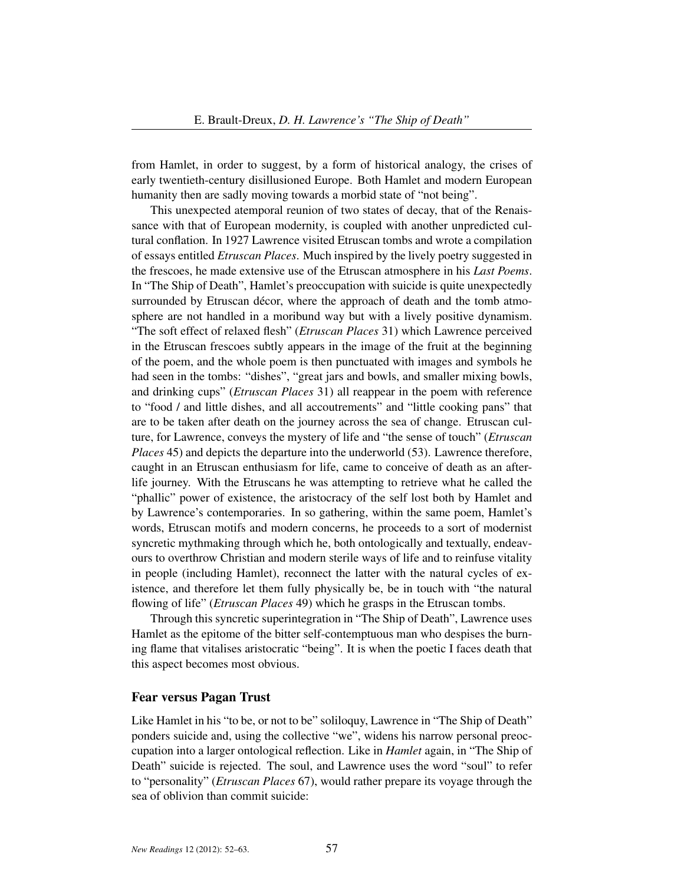from Hamlet, in order to suggest, by a form of historical analogy, the crises of early twentieth-century disillusioned Europe. Both Hamlet and modern European humanity then are sadly moving towards a morbid state of "not being".

This unexpected atemporal reunion of two states of decay, that of the Renaissance with that of European modernity, is coupled with another unpredicted cultural conflation. In 1927 Lawrence visited Etruscan tombs and wrote a compilation of essays entitled *Etruscan Places*. Much inspired by the lively poetry suggested in the frescoes, he made extensive use of the Etruscan atmosphere in his *Last Poems*. In "The Ship of Death", Hamlet's preoccupation with suicide is quite unexpectedly surrounded by Etruscan décor, where the approach of death and the tomb atmosphere are not handled in a moribund way but with a lively positive dynamism. "The soft effect of relaxed flesh" (*Etruscan Places* 31) which Lawrence perceived in the Etruscan frescoes subtly appears in the image of the fruit at the beginning of the poem, and the whole poem is then punctuated with images and symbols he had seen in the tombs: "dishes", "great jars and bowls, and smaller mixing bowls, and drinking cups" (*Etruscan Places* 31) all reappear in the poem with reference to "food / and little dishes, and all accoutrements" and "little cooking pans" that are to be taken after death on the journey across the sea of change. Etruscan culture, for Lawrence, conveys the mystery of life and "the sense of touch" (*Etruscan Places* 45) and depicts the departure into the underworld (53). Lawrence therefore, caught in an Etruscan enthusiasm for life, came to conceive of death as an afterlife journey. With the Etruscans he was attempting to retrieve what he called the "phallic" power of existence, the aristocracy of the self lost both by Hamlet and by Lawrence's contemporaries. In so gathering, within the same poem, Hamlet's words, Etruscan motifs and modern concerns, he proceeds to a sort of modernist syncretic mythmaking through which he, both ontologically and textually, endeavours to overthrow Christian and modern sterile ways of life and to reinfuse vitality in people (including Hamlet), reconnect the latter with the natural cycles of existence, and therefore let them fully physically be, be in touch with "the natural flowing of life" (*Etruscan Places* 49) which he grasps in the Etruscan tombs.

Through this syncretic superintegration in "The Ship of Death", Lawrence uses Hamlet as the epitome of the bitter self-contemptuous man who despises the burning flame that vitalises aristocratic "being". It is when the poetic I faces death that this aspect becomes most obvious.

## Fear versus Pagan Trust

Like Hamlet in his "to be, or not to be" soliloquy, Lawrence in "The Ship of Death" ponders suicide and, using the collective "we", widens his narrow personal preoccupation into a larger ontological reflection. Like in *Hamlet* again, in "The Ship of Death" suicide is rejected. The soul, and Lawrence uses the word "soul" to refer to "personality" (*Etruscan Places* 67), would rather prepare its voyage through the sea of oblivion than commit suicide: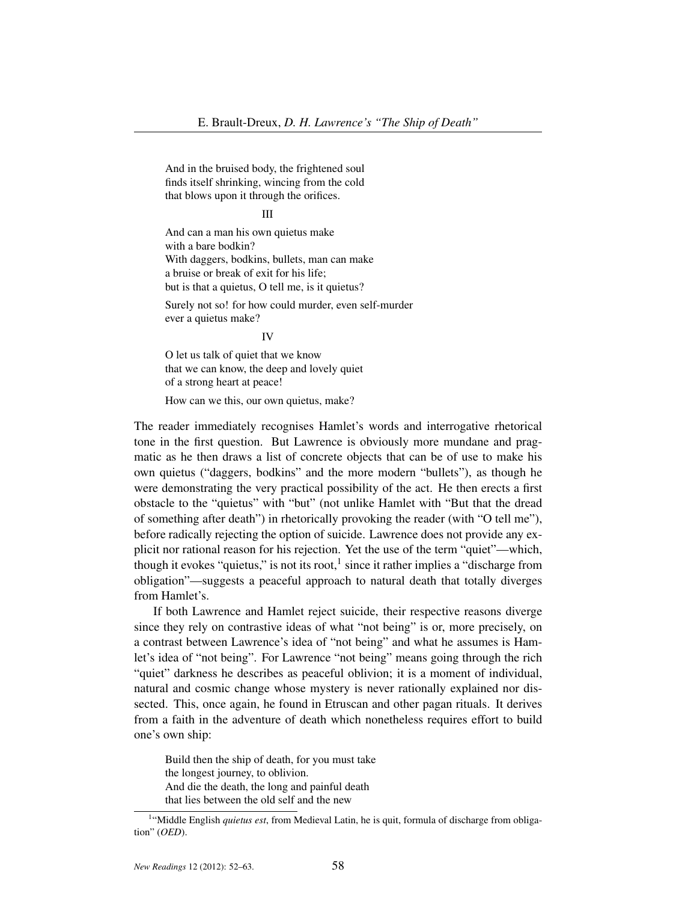> And in the bruised body, the frightened soul
> finds itself shrinking, wincing from the cold
> that blows upon it through the orifices.
>
> III
>
> And can a man his own quietus make
> with a bare bodkin?
> With daggers, bodkins, bullets, man can make
> a bruise or break of exit for his life;
> but is that a quietus, O tell me, is it quietus?
>
> Surely not so! for how could murder, even self-murder
> ever a quietus make?
>
> IV
>
> O let us talk of quiet that we know
> that we can know, the deep and lovely quiet
> of a strong heart at peace!
>
> How can we this, our own quietus, make?

The reader immediately recognises Hamlet's words and interrogative rhetorical tone in the first question. But Lawrence is obviously more mundane and pragmatic as he then draws a list of concrete objects that can be of use to make his own quietus ("daggers, bodkins" and the more modern "bullets"), as though he were demonstrating the very practical possibility of the act. He then erects a first obstacle to the "quietus" with "but" (not unlike Hamlet with "But that the dread of something after death") in rhetorically provoking the reader (with "O tell me"), before radically rejecting the option of suicide. Lawrence does not provide any explicit nor rational reason for his rejection. Yet the use of the term "quiet"—which, though it evokes "quietus," is not its root,[1] since it rather implies a "discharge from obligation"—suggests a peaceful approach to natural death that totally diverges from Hamlet's.

If both Lawrence and Hamlet reject suicide, their respective reasons diverge since they rely on contrastive ideas of what "not being" is or, more precisely, on a contrast between Lawrence's idea of "not being" and what he assumes is Hamlet's idea of "not being". For Lawrence "not being" means going through the rich "quiet" darkness he describes as peaceful oblivion; it is a moment of individual, natural and cosmic change whose mystery is never rationally explained nor dissected. This, once again, he found in Etruscan and other pagan rituals. It derives from a faith in the adventure of death which nonetheless requires effort to build one's own ship:

> Build then the ship of death, for you must take
> the longest journey, to oblivion.
> And die the death, the long and painful death
> that lies between the old self and the new

[1] "Middle English *quietus est*, from Medieval Latin, he is quit, formula of discharge from obligation" (*OED*).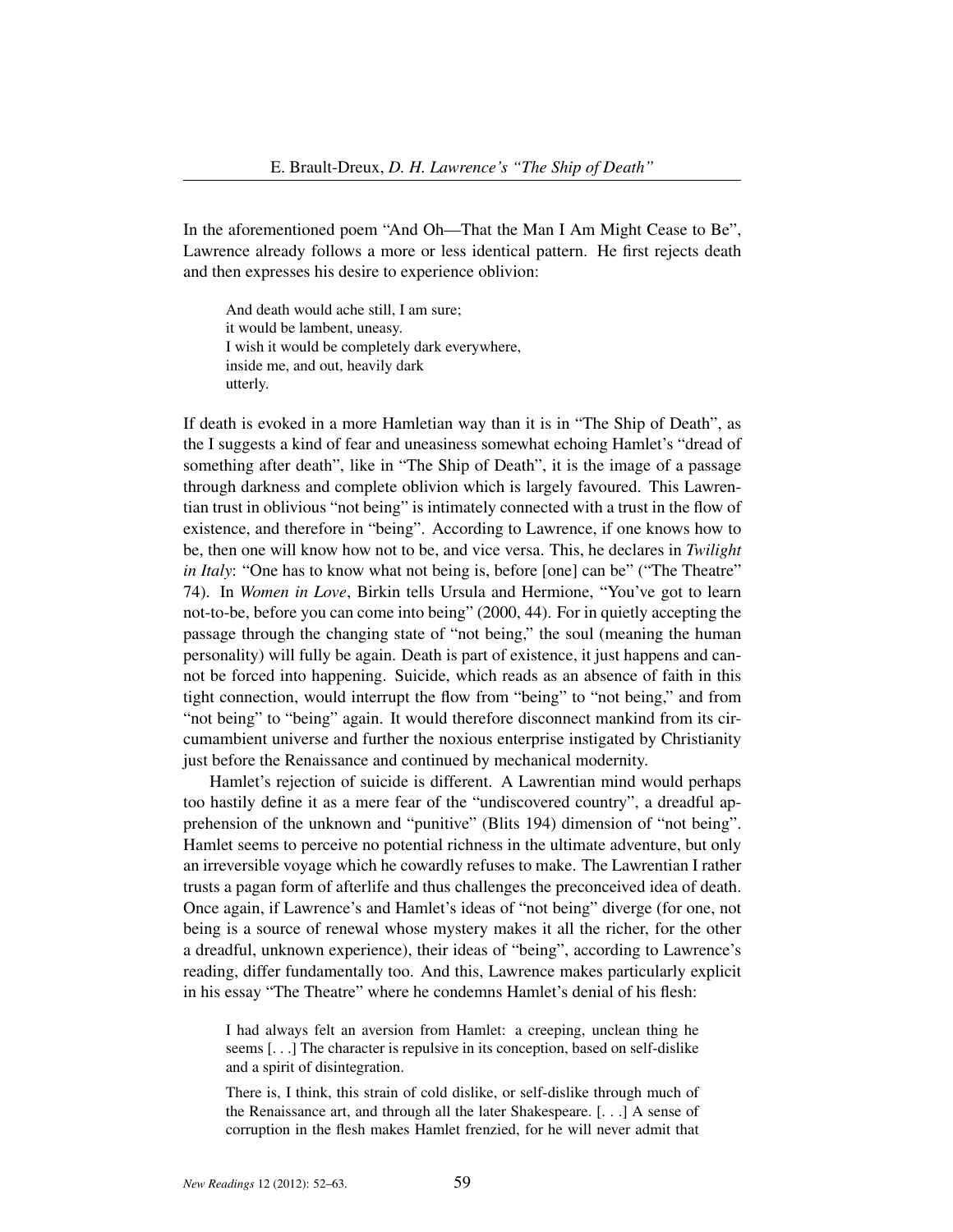In the aforementioned poem "And Oh—That the Man I Am Might Cease to Be", Lawrence already follows a more or less identical pattern. He first rejects death and then expresses his desire to experience oblivion:

> And death would ache still, I am sure;
> it would be lambent, uneasy.
> I wish it would be completely dark everywhere,
> inside me, and out, heavily dark
> utterly.

If death is evoked in a more Hamletian way than it is in "The Ship of Death", as the I suggests a kind of fear and uneasiness somewhat echoing Hamlet's "dread of something after death", like in "The Ship of Death", it is the image of a passage through darkness and complete oblivion which is largely favoured. This Lawrentian trust in oblivious "not being" is intimately connected with a trust in the flow of existence, and therefore in "being". According to Lawrence, if one knows how to be, then one will know how not to be, and vice versa. This, he declares in *Twilight in Italy*: "One has to know what not being is, before [one] can be" ("The Theatre" 74). In *Women in Love*, Birkin tells Ursula and Hermione, "You've got to learn not-to-be, before you can come into being" (2000, 44). For in quietly accepting the passage through the changing state of "not being," the soul (meaning the human personality) will fully be again. Death is part of existence, it just happens and cannot be forced into happening. Suicide, which reads as an absence of faith in this tight connection, would interrupt the flow from "being" to "not being," and from "not being" to "being" again. It would therefore disconnect mankind from its circumambient universe and further the noxious enterprise instigated by Christianity just before the Renaissance and continued by mechanical modernity.

Hamlet's rejection of suicide is different. A Lawrentian mind would perhaps too hastily define it as a mere fear of the "undiscovered country", a dreadful apprehension of the unknown and "punitive" (Blits 194) dimension of "not being". Hamlet seems to perceive no potential richness in the ultimate adventure, but only an irreversible voyage which he cowardly refuses to make. The Lawrentian I rather trusts a pagan form of afterlife and thus challenges the preconceived idea of death. Once again, if Lawrence's and Hamlet's ideas of "not being" diverge (for one, not being is a source of renewal whose mystery makes it all the richer, for the other a dreadful, unknown experience), their ideas of "being", according to Lawrence's reading, differ fundamentally too. And this, Lawrence makes particularly explicit in his essay "The Theatre" where he condemns Hamlet's denial of his flesh:

> I had always felt an aversion from Hamlet: a creeping, unclean thing he seems [. . .] The character is repulsive in its conception, based on self-dislike and a spirit of disintegration.
>
> There is, I think, this strain of cold dislike, or self-dislike through much of the Renaissance art, and through all the later Shakespeare. [. . .] A sense of corruption in the flesh makes Hamlet frenzied, for he will never admit that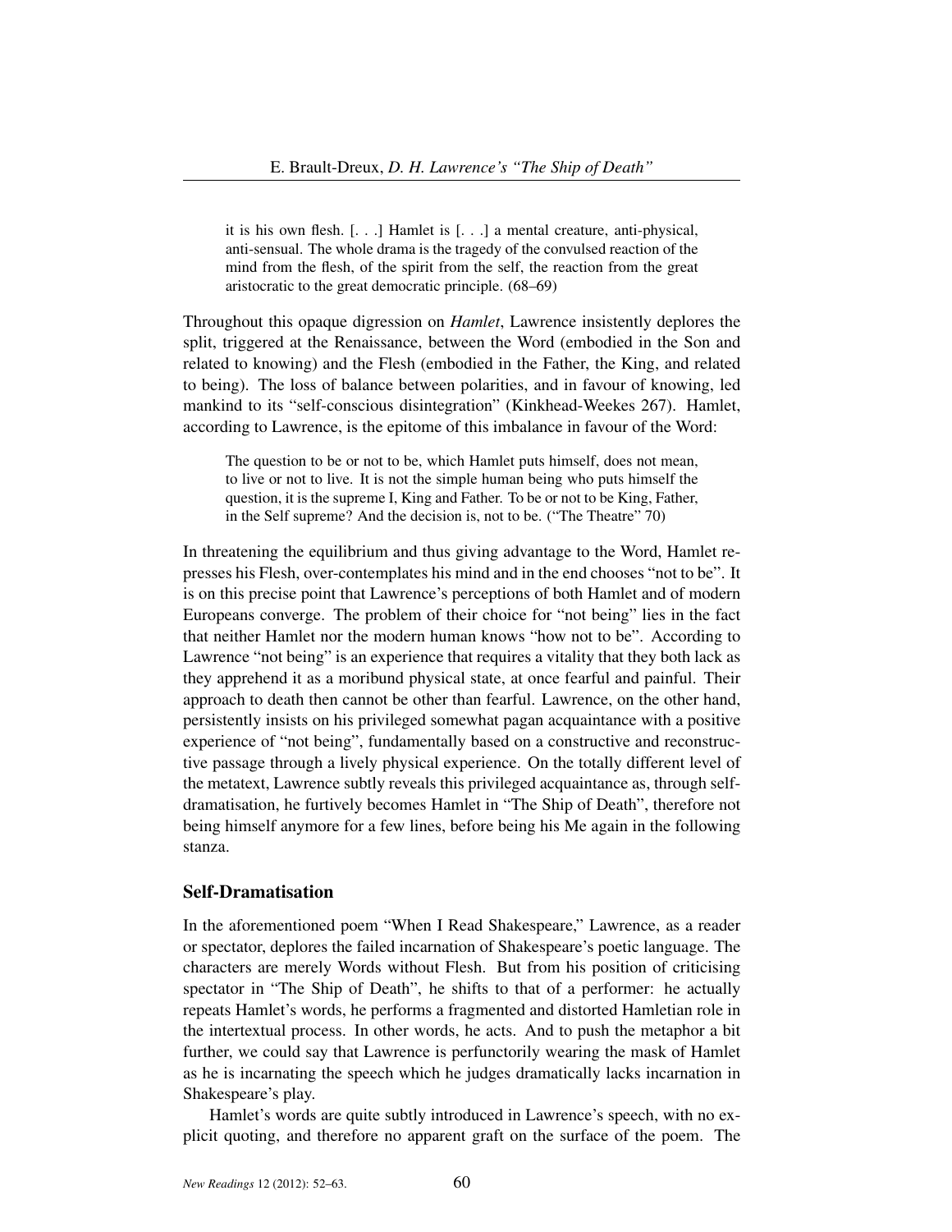> it is his own flesh. [. . .] Hamlet is [. . .] a mental creature, anti-physical, anti-sensual. The whole drama is the tragedy of the convulsed reaction of the mind from the flesh, of the spirit from the self, the reaction from the great aristocratic to the great democratic principle. (68–69)

Throughout this opaque digression on *Hamlet*, Lawrence insistently deplores the split, triggered at the Renaissance, between the Word (embodied in the Son and related to knowing) and the Flesh (embodied in the Father, the King, and related to being). The loss of balance between polarities, and in favour of knowing, led mankind to its "self-conscious disintegration" (Kinkhead-Weekes 267). Hamlet, according to Lawrence, is the epitome of this imbalance in favour of the Word:

> The question to be or not to be, which Hamlet puts himself, does not mean, to live or not to live. It is not the simple human being who puts himself the question, it is the supreme I, King and Father. To be or not to be King, Father, in the Self supreme? And the decision is, not to be. ("The Theatre" 70)

In threatening the equilibrium and thus giving advantage to the Word, Hamlet represses his Flesh, over-contemplates his mind and in the end chooses "not to be". It is on this precise point that Lawrence's perceptions of both Hamlet and of modern Europeans converge. The problem of their choice for "not being" lies in the fact that neither Hamlet nor the modern human knows "how not to be". According to Lawrence "not being" is an experience that requires a vitality that they both lack as they apprehend it as a moribund physical state, at once fearful and painful. Their approach to death then cannot be other than fearful. Lawrence, on the other hand, persistently insists on his privileged somewhat pagan acquaintance with a positive experience of "not being", fundamentally based on a constructive and reconstructive passage through a lively physical experience. On the totally different level of the metatext, Lawrence subtly reveals this privileged acquaintance as, through self-dramatisation, he furtively becomes Hamlet in "The Ship of Death", therefore not being himself anymore for a few lines, before being his Me again in the following stanza.

## Self-Dramatisation

In the aforementioned poem "When I Read Shakespeare," Lawrence, as a reader or spectator, deplores the failed incarnation of Shakespeare's poetic language. The characters are merely Words without Flesh. But from his position of criticising spectator in "The Ship of Death", he shifts to that of a performer: he actually repeats Hamlet's words, he performs a fragmented and distorted Hamletian role in the intertextual process. In other words, he acts. And to push the metaphor a bit further, we could say that Lawrence is perfunctorily wearing the mask of Hamlet as he is incarnating the speech which he judges dramatically lacks incarnation in Shakespeare's play.

Hamlet's words are quite subtly introduced in Lawrence's speech, with no explicit quoting, and therefore no apparent graft on the surface of the poem. The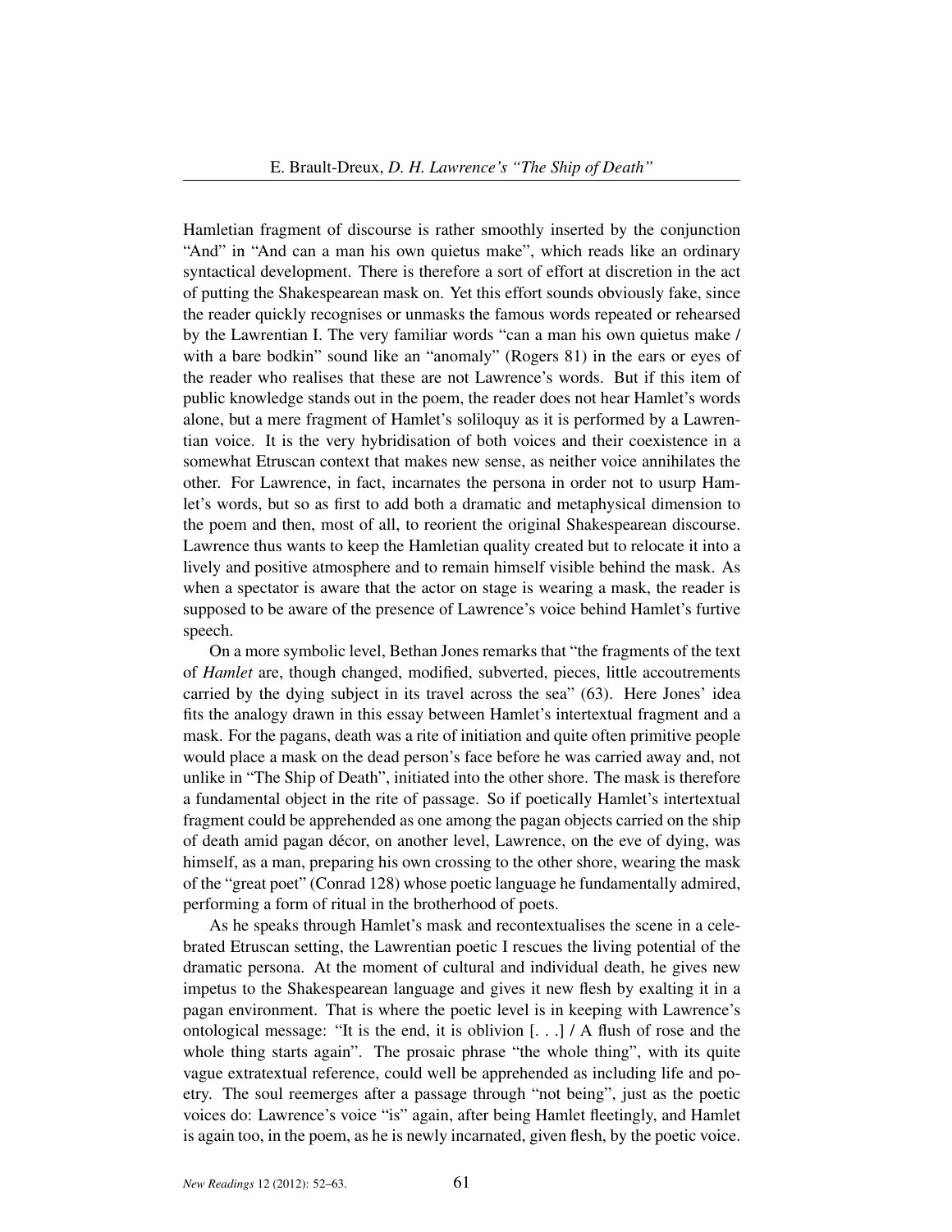Hamletian fragment of discourse is rather smoothly inserted by the conjunction "And" in "And can a man his own quietus make", which reads like an ordinary syntactical development. There is therefore a sort of effort at discretion in the act of putting the Shakespearean mask on. Yet this effort sounds obviously fake, since the reader quickly recognises or unmasks the famous words repeated or rehearsed by the Lawrentian I. The very familiar words "can a man his own quietus make / with a bare bodkin" sound like an "anomaly" (Rogers 81) in the ears or eyes of the reader who realises that these are not Lawrence's words. But if this item of public knowledge stands out in the poem, the reader does not hear Hamlet's words alone, but a mere fragment of Hamlet's soliloquy as it is performed by a Lawrentian voice. It is the very hybridisation of both voices and their coexistence in a somewhat Etruscan context that makes new sense, as neither voice annihilates the other. For Lawrence, in fact, incarnates the persona in order not to usurp Hamlet's words, but so as first to add both a dramatic and metaphysical dimension to the poem and then, most of all, to reorient the original Shakespearean discourse. Lawrence thus wants to keep the Hamletian quality created but to relocate it into a lively and positive atmosphere and to remain himself visible behind the mask. As when a spectator is aware that the actor on stage is wearing a mask, the reader is supposed to be aware of the presence of Lawrence's voice behind Hamlet's furtive speech.

On a more symbolic level, Bethan Jones remarks that "the fragments of the text of *Hamlet* are, though changed, modified, subverted, pieces, little accoutrements carried by the dying subject in its travel across the sea" (63). Here Jones' idea fits the analogy drawn in this essay between Hamlet's intertextual fragment and a mask. For the pagans, death was a rite of initiation and quite often primitive people would place a mask on the dead person's face before he was carried away and, not unlike in "The Ship of Death", initiated into the other shore. The mask is therefore a fundamental object in the rite of passage. So if poetically Hamlet's intertextual fragment could be apprehended as one among the pagan objects carried on the ship of death amid pagan décor, on another level, Lawrence, on the eve of dying, was himself, as a man, preparing his own crossing to the other shore, wearing the mask of the "great poet" (Conrad 128) whose poetic language he fundamentally admired, performing a form of ritual in the brotherhood of poets.

As he speaks through Hamlet's mask and recontextualises the scene in a celebrated Etruscan setting, the Lawrentian poetic I rescues the living potential of the dramatic persona. At the moment of cultural and individual death, he gives new impetus to the Shakespearean language and gives it new flesh by exalting it in a pagan environment. That is where the poetic level is in keeping with Lawrence's ontological message: "It is the end, it is oblivion [. . .] / A flush of rose and the whole thing starts again". The prosaic phrase "the whole thing", with its quite vague extratextual reference, could well be apprehended as including life and poetry. The soul reemerges after a passage through "not being", just as the poetic voices do: Lawrence's voice "is" again, after being Hamlet fleetingly, and Hamlet is again too, in the poem, as he is newly incarnated, given flesh, by the poetic voice.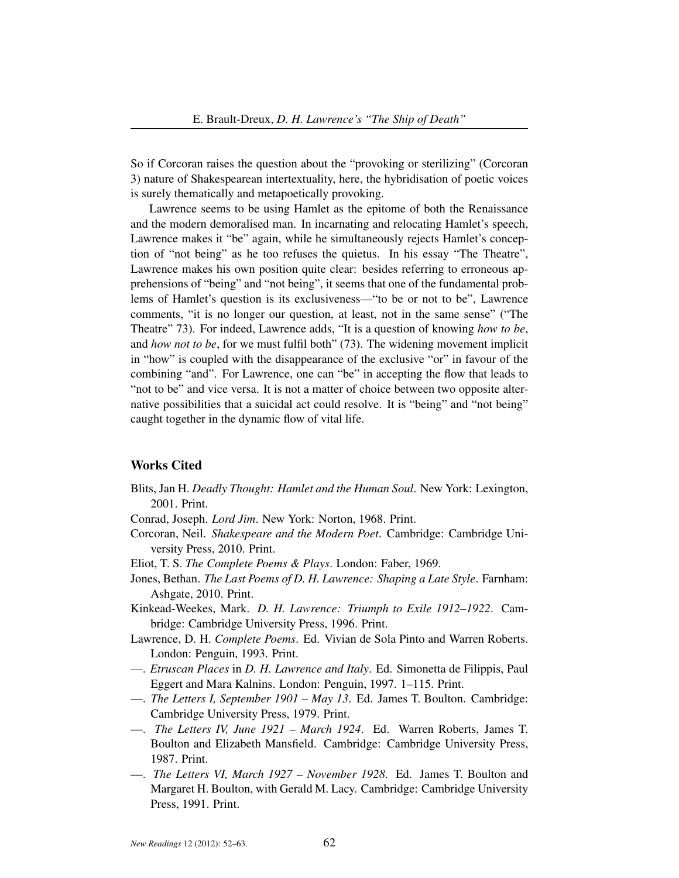So if Corcoran raises the question about the "provoking or sterilizing" (Corcoran 3) nature of Shakespearean intertextuality, here, the hybridisation of poetic voices is surely thematically and metapoetically provoking.

Lawrence seems to be using Hamlet as the epitome of both the Renaissance and the modern demoralised man. In incarnating and relocating Hamlet's speech, Lawrence makes it "be" again, while he simultaneously rejects Hamlet's conception of "not being" as he too refuses the quietus. In his essay "The Theatre", Lawrence makes his own position quite clear: besides referring to erroneous apprehensions of "being" and "not being", it seems that one of the fundamental problems of Hamlet's question is its exclusiveness—"to be or not to be", Lawrence comments, "it is no longer our question, at least, not in the same sense" ("The Theatre" 73). For indeed, Lawrence adds, "It is a question of knowing *how to be*, and *how not to be*, for we must fulfil both" (73). The widening movement implicit in "how" is coupled with the disappearance of the exclusive "or" in favour of the combining "and". For Lawrence, one can "be" in accepting the flow that leads to "not to be" and vice versa. It is not a matter of choice between two opposite alternative possibilities that a suicidal act could resolve. It is "being" and "not being" caught together in the dynamic flow of vital life.

## Works Cited

Blits, Jan H. *Deadly Thought: Hamlet and the Human Soul*. New York: Lexington, 2001. Print.

Conrad, Joseph. *Lord Jim*. New York: Norton, 1968. Print.

Corcoran, Neil. *Shakespeare and the Modern Poet*. Cambridge: Cambridge University Press, 2010. Print.

Eliot, T. S. *The Complete Poems & Plays*. London: Faber, 1969.

Jones, Bethan. *The Last Poems of D. H. Lawrence: Shaping a Late Style*. Farnham: Ashgate, 2010. Print.

Kinkead-Weekes, Mark. *D. H. Lawrence: Triumph to Exile 1912–1922*. Cambridge: Cambridge University Press, 1996. Print.

Lawrence, D. H. *Complete Poems*. Ed. Vivian de Sola Pinto and Warren Roberts. London: Penguin, 1993. Print.

—. *Etruscan Places* in *D. H. Lawrence and Italy*. Ed. Simonetta de Filippis, Paul Eggert and Mara Kalnins. London: Penguin, 1997. 1–115. Print.

—. *The Letters I, September 1901 – May 13*. Ed. James T. Boulton. Cambridge: Cambridge University Press, 1979. Print.

—. *The Letters IV, June 1921 – March 1924*. Ed. Warren Roberts, James T. Boulton and Elizabeth Mansfield. Cambridge: Cambridge University Press, 1987. Print.

—. *The Letters VI, March 1927 – November 1928*. Ed. James T. Boulton and Margaret H. Boulton, with Gerald M. Lacy. Cambridge: Cambridge University Press, 1991. Print.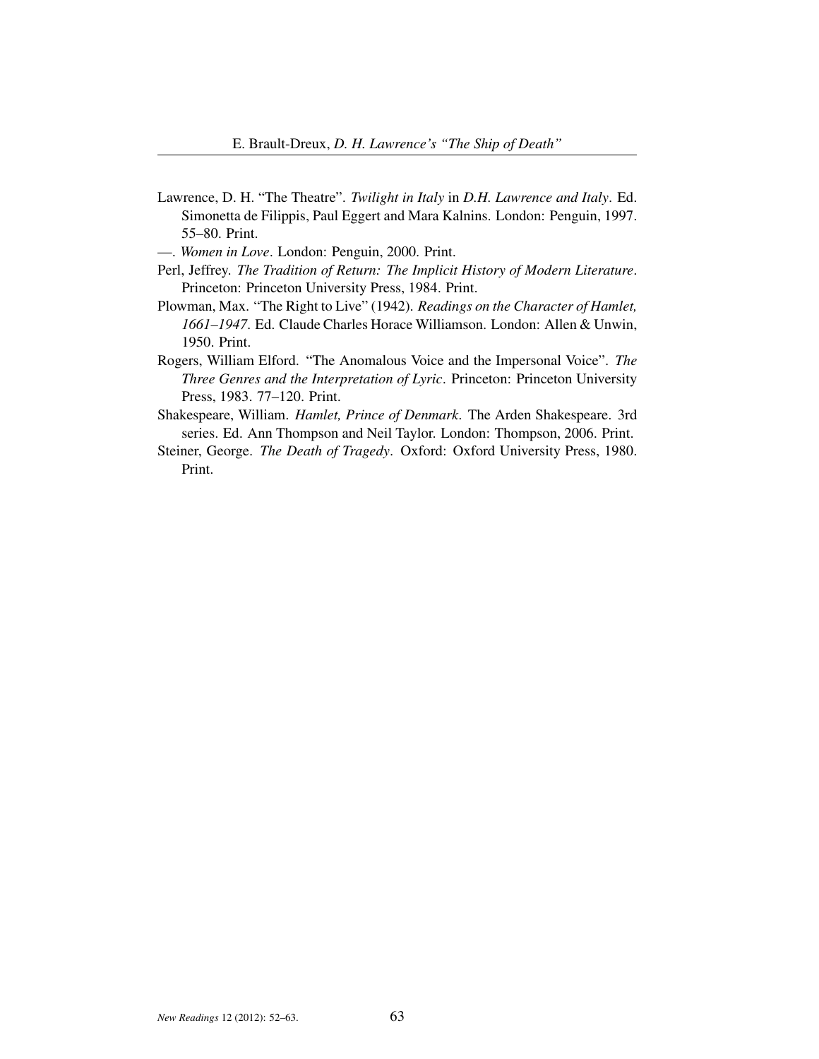Lawrence, D. H. "The Theatre". *Twilight in Italy* in *D.H. Lawrence and Italy*. Ed. Simonetta de Filippis, Paul Eggert and Mara Kalnins. London: Penguin, 1997. 55–80. Print.

—. *Women in Love*. London: Penguin, 2000. Print.

Perl, Jeffrey. *The Tradition of Return: The Implicit History of Modern Literature*. Princeton: Princeton University Press, 1984. Print.

Plowman, Max. "The Right to Live" (1942). *Readings on the Character of Hamlet, 1661–1947*. Ed. Claude Charles Horace Williamson. London: Allen & Unwin, 1950. Print.

Rogers, William Elford. "The Anomalous Voice and the Impersonal Voice". *The Three Genres and the Interpretation of Lyric*. Princeton: Princeton University Press, 1983. 77–120. Print.

Shakespeare, William. *Hamlet, Prince of Denmark*. The Arden Shakespeare. 3rd series. Ed. Ann Thompson and Neil Taylor. London: Thompson, 2006. Print.

Steiner, George. *The Death of Tragedy*. Oxford: Oxford University Press, 1980. Print.